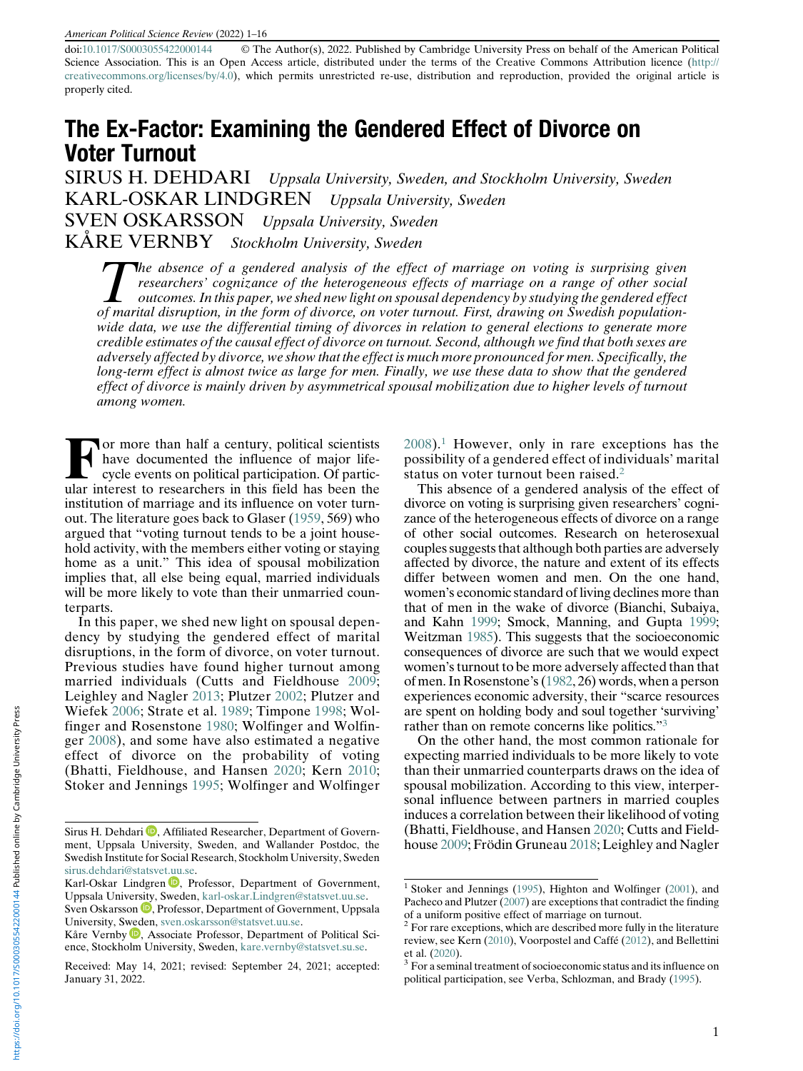# The Ex-Factor: Examining the Gendered Effect of Divorce on Voter Turnout

SIRUS H. DEHDARI *Uppsala University, Sweden, and Stockholm University, Sweden*

KARL-OSKAR LINDGREN *Uppsala University, Sweden*

SVEN OSKARSSON *Uppsala University, Sweden*

KÅRE VERNBY *Stockholm University, Sweden*

*The absence of a gendered analysis of the effect of marriage on voting is surprising given researchers' cognizance of the heterogeneous effects of marriage on a range of other social outcomes. In this paper, we shed new light on spousal dependency by studying the gendered effect of marital disruption, in the form of divorce, on voter turnout. First, drawing on Swedish population-wide data, we use the differential timing of divorces in relation to general elections to generate more credible estimates of the causal effect of divorce on turnout. Second, although we find that both sexes are adversely affected by divorce, we show that the effect is much more pronounced for men. Specifically, the long-term effect is almost twice as large for men. Finally, we use these data to show that the gendered effect of divorce is mainly driven by asymmetrical spousal mobilization due to higher levels of turnout among women.*

For more than half a century, political scientists have documented the influence of major life-cycle events on political participation. Of particular interest to researchers in this field has been the institution of marriage and its influence on voter turnout. The literature goes back to Glaser (1959, 569) who argued that "voting turnout tends to be a joint household activity, with the members either voting or staying home as a unit." This idea of spousal mobilization implies that, all else being equal, married individuals will be more likely to vote than their unmarried counterparts.

In this paper, we shed new light on spousal dependency by studying the gendered effect of marital disruptions, in the form of divorce, on voter turnout. Previous studies have found higher turnout among married individuals (Cutts and Fieldhouse 2009; Leighley and Nagler 2013; Plutzer 2002; Plutzer and Wiefek 2006; Strate et al. 1989; Timpone 1998; Wolfinger and Rosenstone 1980; Wolfinger and Wolfinger 2008), and some have also estimated a negative effect of divorce on the probability of voting (Bhatti, Fieldhouse, and Hansen 2020; Kern 2010; Stoker and Jennings 1995; Wolfinger and Wolfinger 2008).[1] However, only in rare exceptions has the possibility of a gendered effect of individuals' marital status on voter turnout been raised.[2]

This absence of a gendered analysis of the effect of divorce on voting is surprising given researchers' cognizance of the heterogeneous effects of divorce on a range of other social outcomes. Research on heterosexual couples suggests that although both parties are adversely affected by divorce, the nature and extent of its effects differ between women and men. On the one hand, women's economic standard of living declines more than that of men in the wake of divorce (Bianchi, Subaiya, and Kahn 1999; Smock, Manning, and Gupta 1999; Weitzman 1985). This suggests that the socioeconomic consequences of divorce are such that we would expect women's turnout to be more adversely affected than that of men. In Rosenstone's (1982, 26) words, when a person experiences economic adversity, their "scarce resources are spent on holding body and soul together 'surviving' rather than on remote concerns like politics."[3]

On the other hand, the most common rationale for expecting married individuals to be more likely to vote than their unmarried counterparts draws on the idea of spousal mobilization. According to this view, interpersonal influence between partners in married couples induces a correlation between their likelihood of voting (Bhatti, Fieldhouse, and Hansen 2020; Cutts and Fieldhouse 2009; Frödin Gruneau 2018; Leighley and Nagler

---

Sirus H. Dehdari, Affiliated Researcher, Department of Government, Uppsala University, Sweden, and Wallander Postdoc, the Swedish Institute for Social Research, Stockholm University, Sweden sirus.dehdari@statsvet.uu.se.

Karl-Oskar Lindgren, Professor, Department of Government, Uppsala University, Sweden, karl-oskar.Lindgren@statsvet.uu.se.

Sven Oskarsson, Professor, Department of Government, Uppsala University, Sweden, sven.oskarsson@statsvet.uu.se.

Kåre Vernby, Associate Professor, Department of Political Science, Stockholm University, Sweden, kare.vernby@statsvet.su.se.

Received: May 14, 2021; revised: September 24, 2021; accepted: January 31, 2022.

[1] Stoker and Jennings (1995), Highton and Wolfinger (2001), and Pacheco and Plutzer (2007) are exceptions that contradict the finding of a uniform positive effect of marriage on turnout.

[2] For rare exceptions, which are described more fully in the literature review, see Kern (2010), Voorpostel and Caffé (2012), and Bellettini et al. (2020).

[3] For a seminal treatment of socioeconomic status and its influence on political participation, see Verba, Schlozman, and Brady (1995).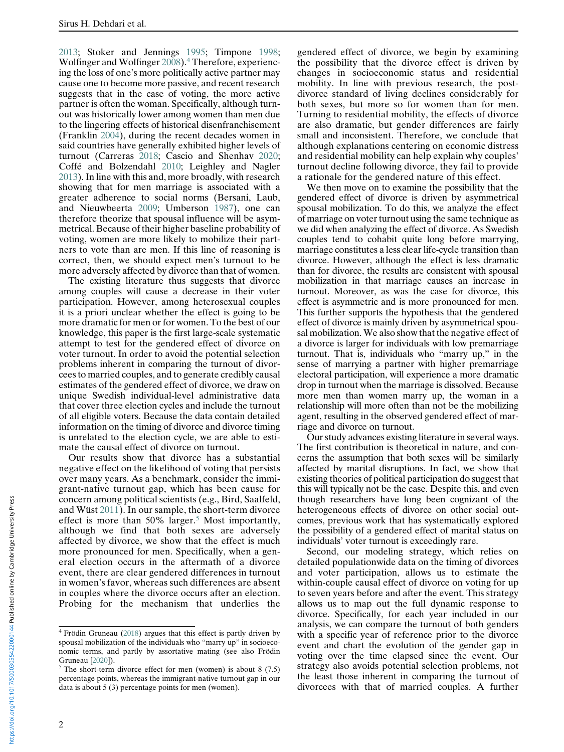2013; Stoker and Jennings 1995; Timpone 1998; Wolfinger and Wolfinger 2008).[4] Therefore, experiencing the loss of one's more politically active partner may cause one to become more passive, and recent research suggests that in the case of voting, the more active partner is often the woman. Specifically, although turnout was historically lower among women than men due to the lingering effects of historical disenfranchisement (Franklin 2004), during the recent decades women in said countries have generally exhibited higher levels of turnout (Carreras 2018; Cascio and Shenhav 2020; Coffé and Bolzendahl 2010; Leighley and Nagler 2013). In line with this and, more broadly, with research showing that for men marriage is associated with a greater adherence to social norms (Bersani, Laub, and Nieuwbeerta 2009; Umberson 1987), one can therefore theorize that spousal influence will be asymmetrical. Because of their higher baseline probability of voting, women are more likely to mobilize their partners to vote than are men. If this line of reasoning is correct, then, we should expect men's turnout to be more adversely affected by divorce than that of women.

The existing literature thus suggests that divorce among couples will cause a decrease in their voter participation. However, among heterosexual couples it is a priori unclear whether the effect is going to be more dramatic for men or for women. To the best of our knowledge, this paper is the first large-scale systematic attempt to test for the gendered effect of divorce on voter turnout. In order to avoid the potential selection problems inherent in comparing the turnout of divorcees to married couples, and to generate credibly causal estimates of the gendered effect of divorce, we draw on unique Swedish individual-level administrative data that cover three election cycles and include the turnout of all eligible voters. Because the data contain detailed information on the timing of divorce and divorce timing is unrelated to the election cycle, we are able to estimate the causal effect of divorce on turnout.

Our results show that divorce has a substantial negative effect on the likelihood of voting that persists over many years. As a benchmark, consider the immigrant-native turnout gap, which has been cause for concern among political scientists (e.g., Bird, Saalfeld, and Wüst 2011). In our sample, the short-term divorce effect is more than 50% larger.[5] Most importantly, although we find that both sexes are adversely affected by divorce, we show that the effect is much more pronounced for men. Specifically, when a general election occurs in the aftermath of a divorce event, there are clear gendered differences in turnout in women's favor, whereas such differences are absent in couples where the divorce occurs after an election. Probing for the mechanism that underlies the gendered effect of divorce, we begin by examining the possibility that the divorce effect is driven by changes in socioeconomic status and residential mobility. In line with previous research, the post-divorce standard of living declines considerably for both sexes, but more so for women than for men. Turning to residential mobility, the effects of divorce are also dramatic, but gender differences are fairly small and inconsistent. Therefore, we conclude that although explanations centering on economic distress and residential mobility can help explain why couples' turnout decline following divorce, they fail to provide a rationale for the gendered nature of this effect.

We then move on to examine the possibility that the gendered effect of divorce is driven by asymmetrical spousal mobilization. To do this, we analyze the effect of marriage on voter turnout using the same technique as we did when analyzing the effect of divorce. As Swedish couples tend to cohabit quite long before marrying, marriage constitutes a less clear life-cycle transition than divorce. However, although the effect is less dramatic than for divorce, the results are consistent with spousal mobilization in that marriage causes an increase in turnout. Moreover, as was the case for divorce, this effect is asymmetric and is more pronounced for men. This further supports the hypothesis that the gendered effect of divorce is mainly driven by asymmetrical spousal mobilization. We also show that the negative effect of a divorce is larger for individuals with low premarriage turnout. That is, individuals who "marry up," in the sense of marrying a partner with higher premarriage electoral participation, will experience a more dramatic drop in turnout when the marriage is dissolved. Because more men than women marry up, the woman in a relationship will more often than not be the mobilizing agent, resulting in the observed gendered effect of marriage and divorce on turnout.

Our study advances existing literature in several ways. The first contribution is theoretical in nature, and concerns the assumption that both sexes will be similarly affected by marital disruptions. In fact, we show that existing theories of political participation do suggest that this will typically not be the case. Despite this, and even though researchers have long been cognizant of the heterogeneous effects of divorce on other social outcomes, previous work that has systematically explored the possibility of a gendered effect of marital status on individuals' voter turnout is exceedingly rare.

Second, our modeling strategy, which relies on detailed populationwide data on the timing of divorces and voter participation, allows us to estimate the within-couple causal effect of divorce on voting for up to seven years before and after the event. This strategy allows us to map out the full dynamic response to divorce. Specifically, for each year included in our analysis, we can compare the turnout of both genders with a specific year of reference prior to the divorce event and chart the evolution of the gender gap in voting over the time elapsed since the event. Our strategy also avoids potential selection problems, not the least those inherent in comparing the turnout of divorcees with that of married couples. A further

---

[4] Frödin Gruneau (2018) argues that this effect is partly driven by spousal mobilization of the individuals who "marry up" in socioeconomic terms, and partly by assortative mating (see also Frödin Gruneau [2020]).

[5] The short-term divorce effect for men (women) is about 8 (7.5) percentage points, whereas the immigrant-native turnout gap in our data is about 5 (3) percentage points for men (women).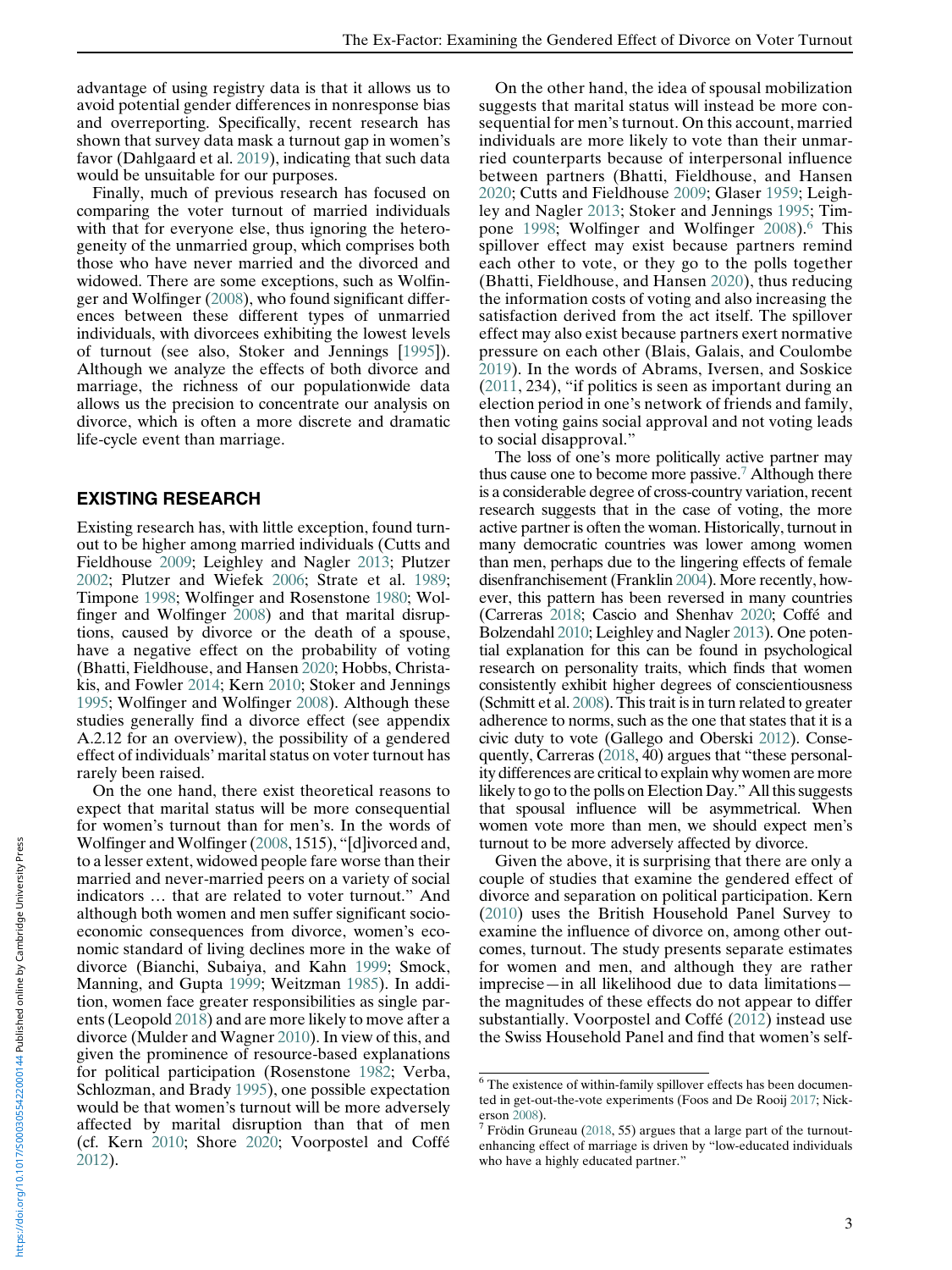advantage of using registry data is that it allows us to avoid potential gender differences in nonresponse bias and overreporting. Specifically, recent research has shown that survey data mask a turnout gap in women's favor (Dahlgaard et al. 2019), indicating that such data would be unsuitable for our purposes.

Finally, much of previous research has focused on comparing the voter turnout of married individuals with that for everyone else, thus ignoring the heterogeneity of the unmarried group, which comprises both those who have never married and the divorced and widowed. There are some exceptions, such as Wolfinger and Wolfinger (2008), who found significant differences between these different types of unmarried individuals, with divorcees exhibiting the lowest levels of turnout (see also, Stoker and Jennings [1995]). Although we analyze the effects of both divorce and marriage, the richness of our populationwide data allows us the precision to concentrate our analysis on divorce, which is often a more discrete and dramatic life-cycle event than marriage.

## EXISTING RESEARCH

Existing research has, with little exception, found turnout to be higher among married individuals (Cutts and Fieldhouse 2009; Leighley and Nagler 2013; Plutzer 2002; Plutzer and Wiefek 2006; Strate et al. 1989; Timpone 1998; Wolfinger and Rosenstone 1980; Wolfinger and Wolfinger 2008) and that marital disruptions, caused by divorce or the death of a spouse, have a negative effect on the probability of voting (Bhatti, Fieldhouse, and Hansen 2020; Hobbs, Christakis, and Fowler 2014; Kern 2010; Stoker and Jennings 1995; Wolfinger and Wolfinger 2008). Although these studies generally find a divorce effect (see appendix A.2.12 for an overview), the possibility of a gendered effect of individuals' marital status on voter turnout has rarely been raised.

On the one hand, there exist theoretical reasons to expect that marital status will be more consequential for women's turnout than for men's. In the words of Wolfinger and Wolfinger (2008, 1515), "[d]ivorced and, to a lesser extent, widowed people fare worse than their married and never-married peers on a variety of social indicators … that are related to voter turnout." And although both women and men suffer significant socioeconomic consequences from divorce, women's economic standard of living declines more in the wake of divorce (Bianchi, Subaiya, and Kahn 1999; Smock, Manning, and Gupta 1999; Weitzman 1985). In addition, women face greater responsibilities as single parents (Leopold 2018) and are more likely to move after a divorce (Mulder and Wagner 2010). In view of this, and given the prominence of resource-based explanations for political participation (Rosenstone 1982; Verba, Schlozman, and Brady 1995), one possible expectation would be that women's turnout will be more adversely affected by marital disruption than that of men (cf. Kern 2010; Shore 2020; Voorpostel and Coffé 2012).

On the other hand, the idea of spousal mobilization suggests that marital status will instead be more consequential for men's turnout. On this account, married individuals are more likely to vote than their unmarried counterparts because of interpersonal influence between partners (Bhatti, Fieldhouse, and Hansen 2020; Cutts and Fieldhouse 2009; Glaser 1959; Leighley and Nagler 2013; Stoker and Jennings 1995; Timpone 1998; Wolfinger and Wolfinger 2008).[6] This spillover effect may exist because partners remind each other to vote, or they go to the polls together (Bhatti, Fieldhouse, and Hansen 2020), thus reducing the information costs of voting and also increasing the satisfaction derived from the act itself. The spillover effect may also exist because partners exert normative pressure on each other (Blais, Galais, and Coulombe 2019). In the words of Abrams, Iversen, and Soskice (2011, 234), "if politics is seen as important during an election period in one's network of friends and family, then voting gains social approval and not voting leads to social disapproval."

The loss of one's more politically active partner may thus cause one to become more passive.[7] Although there is a considerable degree of cross-country variation, recent research suggests that in the case of voting, the more active partner is often the woman. Historically, turnout in many democratic countries was lower among women than men, perhaps due to the lingering effects of female disenfranchisement (Franklin 2004). More recently, however, this pattern has been reversed in many countries (Carreras 2018; Cascio and Shenhav 2020; Coffé and Bolzendahl 2010; Leighley and Nagler 2013). One potential explanation for this can be found in psychological research on personality traits, which finds that women consistently exhibit higher degrees of conscientiousness (Schmitt et al. 2008). This trait is in turn related to greater adherence to norms, such as the one that states that it is a civic duty to vote (Gallego and Oberski 2012). Consequently, Carreras (2018, 40) argues that "these personality differences are critical to explain why women are more likely to go to the polls on Election Day." All this suggests that spousal influence will be asymmetrical. When women vote more than men, we should expect men's turnout to be more adversely affected by divorce.

Given the above, it is surprising that there are only a couple of studies that examine the gendered effect of divorce and separation on political participation. Kern (2010) uses the British Household Panel Survey to examine the influence of divorce on, among other outcomes, turnout. The study presents separate estimates for women and men, and although they are rather imprecise—in all likelihood due to data limitations—the magnitudes of these effects do not appear to differ substantially. Voorpostel and Coffé (2012) instead use the Swiss Household Panel and find that women's self-

[6] The existence of within-family spillover effects has been documented in get-out-the-vote experiments (Foos and De Rooij 2017; Nickerson 2008).

[7] Frödin Gruneau (2018, 55) argues that a large part of the turnout-enhancing effect of marriage is driven by "low-educated individuals who have a highly educated partner."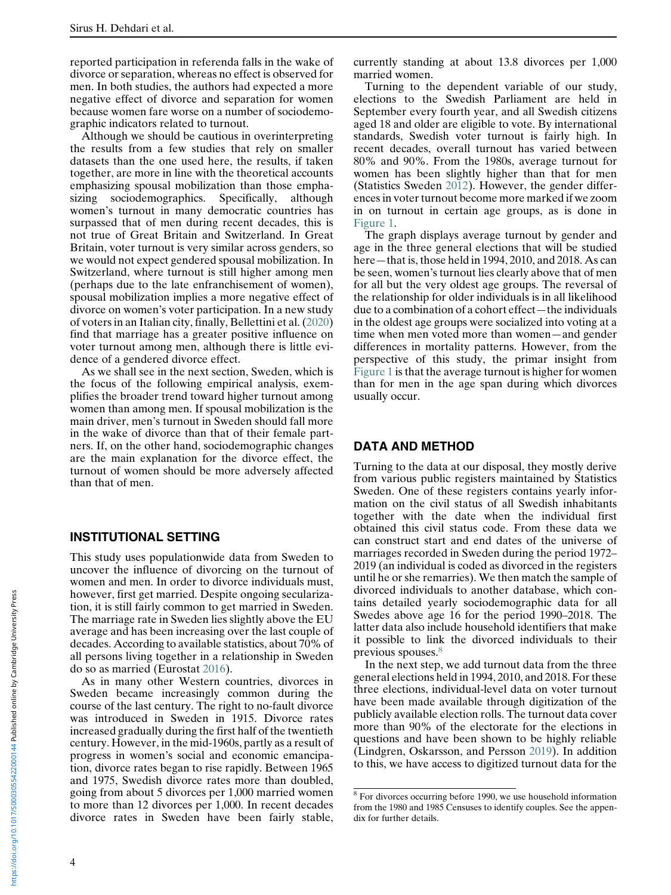reported participation in referenda falls in the wake of divorce or separation, whereas no effect is observed for men. In both studies, the authors had expected a more negative effect of divorce and separation for women because women fare worse on a number of sociodemographic indicators related to turnout.

Although we should be cautious in overinterpreting the results from a few studies that rely on smaller datasets than the one used here, the results, if taken together, are more in line with the theoretical accounts emphasizing spousal mobilization than those emphasizing sociodemographics. Specifically, although women's turnout in many democratic countries has surpassed that of men during recent decades, this is not true of Great Britain and Switzerland. In Great Britain, voter turnout is very similar across genders, so we would not expect gendered spousal mobilization. In Switzerland, where turnout is still higher among men (perhaps due to the late enfranchisement of women), spousal mobilization implies a more negative effect of divorce on women's voter participation. In a new study of voters in an Italian city, finally, Bellettini et al. (2020) find that marriage has a greater positive influence on voter turnout among men, although there is little evidence of a gendered divorce effect.

As we shall see in the next section, Sweden, which is the focus of the following empirical analysis, exemplifies the broader trend toward higher turnout among women than among men. If spousal mobilization is the main driver, men's turnout in Sweden should fall more in the wake of divorce than that of their female partners. If, on the other hand, sociodemographic changes are the main explanation for the divorce effect, the turnout of women should be more adversely affected than that of men.

## INSTITUTIONAL SETTING

This study uses populationwide data from Sweden to uncover the influence of divorcing on the turnout of women and men. In order to divorce individuals must, however, first get married. Despite ongoing secularization, it is still fairly common to get married in Sweden. The marriage rate in Sweden lies slightly above the EU average and has been increasing over the last couple of decades. According to available statistics, about 70% of all persons living together in a relationship in Sweden do so as married (Eurostat 2016).

As in many other Western countries, divorces in Sweden became increasingly common during the course of the last century. The right to no-fault divorce was introduced in Sweden in 1915. Divorce rates increased gradually during the first half of the twentieth century. However, in the mid-1960s, partly as a result of progress in women's social and economic emancipation, divorce rates began to rise rapidly. Between 1965 and 1975, Swedish divorce rates more than doubled, going from about 5 divorces per 1,000 married women to more than 12 divorces per 1,000. In recent decades divorce rates in Sweden have been fairly stable, currently standing at about 13.8 divorces per 1,000 married women.

Turning to the dependent variable of our study, elections to the Swedish Parliament are held in September every fourth year, and all Swedish citizens aged 18 and older are eligible to vote. By international standards, Swedish voter turnout is fairly high. In recent decades, overall turnout has varied between 80% and 90%. From the 1980s, average turnout for women has been slightly higher than that for men (Statistics Sweden 2012). However, the gender differences in voter turnout become more marked if we zoom in on turnout in certain age groups, as is done in Figure 1.

The graph displays average turnout by gender and age in the three general elections that will be studied here—that is, those held in 1994, 2010, and 2018. As can be seen, women's turnout lies clearly above that of men for all but the very oldest age groups. The reversal of the relationship for older individuals is in all likelihood due to a combination of a cohort effect—the individuals in the oldest age groups were socialized into voting at a time when men voted more than women—and gender differences in mortality patterns. However, from the perspective of this study, the primar insight from Figure 1 is that the average turnout is higher for women than for men in the age span during which divorces usually occur.

## DATA AND METHOD

Turning to the data at our disposal, they mostly derive from various public registers maintained by Statistics Sweden. One of these registers contains yearly information on the civil status of all Swedish inhabitants together with the date when the individual first obtained this civil status code. From these data we can construct start and end dates of the universe of marriages recorded in Sweden during the period 1972–2019 (an individual is coded as divorced in the registers until he or she remarries). We then match the sample of divorced individuals to another database, which contains detailed yearly sociodemographic data for all Swedes above age 16 for the period 1990–2018. The latter data also include household identifiers that make it possible to link the divorced individuals to their previous spouses.[8]

In the next step, we add turnout data from the three general elections held in 1994, 2010, and 2018. For these three elections, individual-level data on voter turnout have been made available through digitization of the publicly available election rolls. The turnout data cover more than 90% of the electorate for the elections in questions and have been shown to be highly reliable (Lindgren, Oskarsson, and Persson 2019). In addition to this, we have access to digitized turnout data for the

[8] For divorces occurring before 1990, we use household information from the 1980 and 1985 Censuses to identify couples. See the appendix for further details.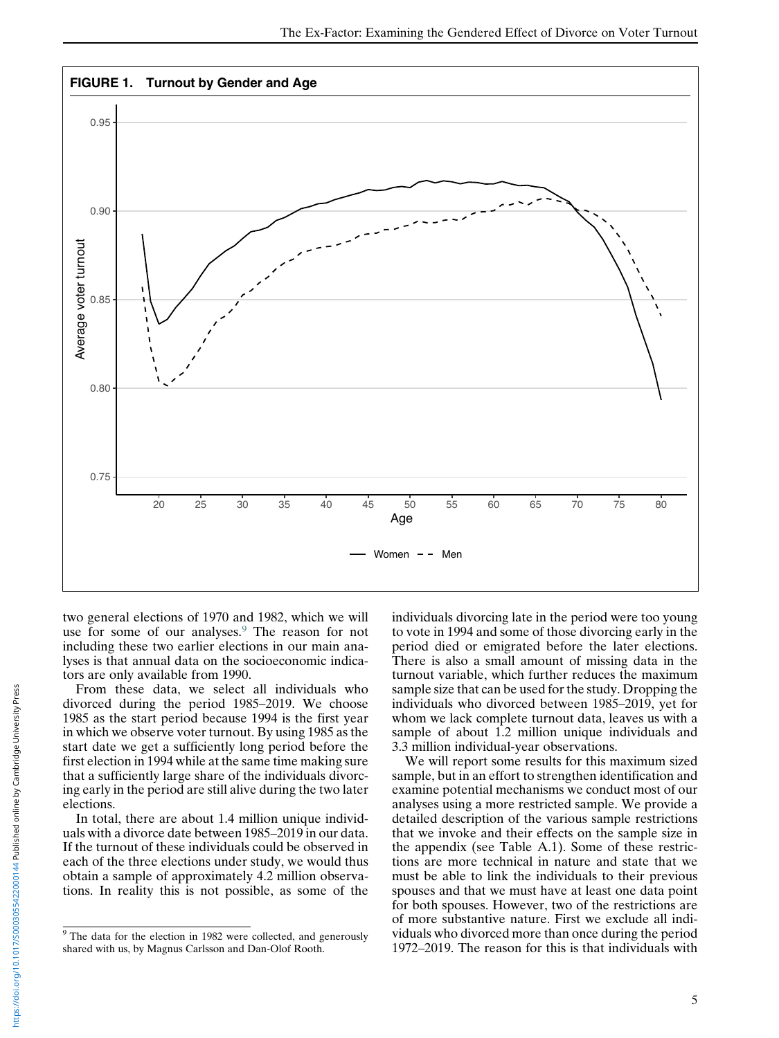**FIGURE 1. Turnout by Gender and Age**

two general elections of 1970 and 1982, which we will use for some of our analyses.[9] The reason for not including these two earlier elections in our main analyses is that annual data on the socioeconomic indicators are only available from 1990.

From these data, we select all individuals who divorced during the period 1985–2019. We choose 1985 as the start period because 1994 is the first year in which we observe voter turnout. By using 1985 as the start date we get a sufficiently long period before the first election in 1994 while at the same time making sure that a sufficiently large share of the individuals divorcing early in the period are still alive during the two later elections.

In total, there are about 1.4 million unique individuals with a divorce date between 1985–2019 in our data. If the turnout of these individuals could be observed in each of the three elections under study, we would thus obtain a sample of approximately 4.2 million observations. In reality this is not possible, as some of the individuals divorcing late in the period were too young to vote in 1994 and some of those divorcing early in the period died or emigrated before the later elections. There is also a small amount of missing data in the turnout variable, which further reduces the maximum sample size that can be used for the study. Dropping the individuals who divorced between 1985–2019, yet for whom we lack complete turnout data, leaves us with a sample of about 1.2 million unique individuals and 3.3 million individual-year observations.

We will report some results for this maximum sized sample, but in an effort to strengthen identification and examine potential mechanisms we conduct most of our analyses using a more restricted sample. We provide a detailed description of the various sample restrictions that we invoke and their effects on the sample size in the appendix (see Table A.1). Some of these restrictions are more technical in nature and state that we must be able to link the individuals to their previous spouses and that we must have at least one data point for both spouses. However, two of the restrictions are of more substantive nature. First we exclude all individuals who divorced more than once during the period 1972–2019. The reason for this is that individuals with

[9] The data for the election in 1982 were collected, and generously shared with us, by Magnus Carlsson and Dan-Olof Rooth.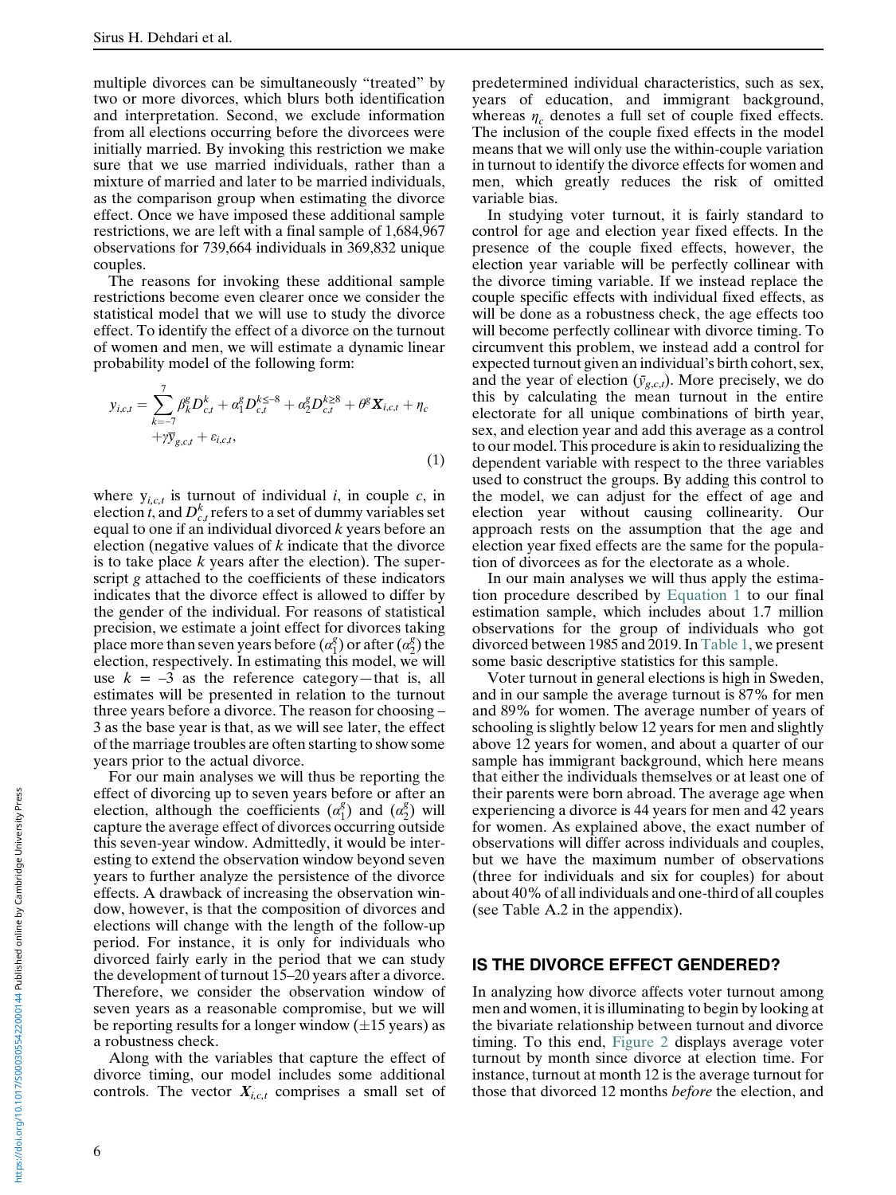multiple divorces can be simultaneously "treated" by two or more divorces, which blurs both identification and interpretation. Second, we exclude information from all elections occurring before the divorcees were initially married. By invoking this restriction we make sure that we use married individuals, rather than a mixture of married and later to be married individuals, as the comparison group when estimating the divorce effect. Once we have imposed these additional sample restrictions, we are left with a final sample of 1,684,967 observations for 739,664 individuals in 369,832 unique couples.

The reasons for invoking these additional sample restrictions become even clearer once we consider the statistical model that we will use to study the divorce effect. To identify the effect of a divorce on the turnout of women and men, we will estimate a dynamic linear probability model of the following form:

$$y_{i,c,t} = \sum_{k=-7}^{7} \beta_k^g D_{c,t}^k + \alpha_1^g D_{c,t}^{k\leq-8} + \alpha_2^g D_{c,t}^{k\geq8} + \theta^g \boldsymbol{X}_{i,c,t} + \eta_c + \gamma \bar{y}_{g,c,t} + \varepsilon_{i,c,t}, \tag{1}$$

where $y_{i,c,t}$ is turnout of individual $i$, in couple $c$, in election $t$, and $D_{c,t}^k$ refers to a set of dummy variables set equal to one if an individual divorced $k$ years before an election (negative values of $k$ indicate that the divorce is to take place $k$ years after the election). The superscript $g$ attached to the coefficients of these indicators indicates that the divorce effect is allowed to differ by the gender of the individual. For reasons of statistical precision, we estimate a joint effect for divorces taking place more than seven years before ($\alpha_1^g$) or after ($\alpha_2^g$) the election, respectively. In estimating this model, we will use $k = -3$ as the reference category—that is, all estimates will be presented in relation to the turnout three years before a divorce. The reason for choosing –3 as the base year is that, as we will see later, the effect of the marriage troubles are often starting to show some years prior to the actual divorce.

For our main analyses we will thus be reporting the effect of divorcing up to seven years before or after an election, although the coefficients ($\alpha_1^g$) and ($\alpha_2^g$) will capture the average effect of divorces occurring outside this seven-year window. Admittedly, it would be interesting to extend the observation window beyond seven years to further analyze the persistence of the divorce effects. A drawback of increasing the observation window, however, is that the composition of divorces and elections will change with the length of the follow-up period. For instance, it is only for individuals who divorced fairly early in the period that we can study the development of turnout 15–20 years after a divorce. Therefore, we consider the observation window of seven years as a reasonable compromise, but we will be reporting results for a longer window (±15 years) as a robustness check.

Along with the variables that capture the effect of divorce timing, our model includes some additional controls. The vector $\boldsymbol{X}_{i,c,t}$ comprises a small set of predetermined individual characteristics, such as sex, years of education, and immigrant background, whereas $\eta_c$ denotes a full set of couple fixed effects. The inclusion of the couple fixed effects in the model means that we will only use the within-couple variation in turnout to identify the divorce effects for women and men, which greatly reduces the risk of omitted variable bias.

In studying voter turnout, it is fairly standard to control for age and election year fixed effects. In the presence of the couple fixed effects, however, the election year variable will be perfectly collinear with the divorce timing variable. If we instead replace the couple specific effects with individual fixed effects, as will be done as a robustness check, the age effects too will become perfectly collinear with divorce timing. To circumvent this problem, we instead add a control for expected turnout given an individual's birth cohort, sex, and the year of election ($\bar{y}_{g,c,t}$). More precisely, we do this by calculating the mean turnout in the entire electorate for all unique combinations of birth year, sex, and election year and add this average as a control to our model. This procedure is akin to residualizing the dependent variable with respect to the three variables used to construct the groups. By adding this control to the model, we can adjust for the effect of age and election year without causing collinearity. Our approach rests on the assumption that the age and election year fixed effects are the same for the population of divorcees as for the electorate as a whole.

In our main analyses we will thus apply the estimation procedure described by Equation 1 to our final estimation sample, which includes about 1.7 million observations for the group of individuals who got divorced between 1985 and 2019. In Table 1, we present some basic descriptive statistics for this sample.

Voter turnout in general elections is high in Sweden, and in our sample the average turnout is 87% for men and 89% for women. The average number of years of schooling is slightly below 12 years for men and slightly above 12 years for women, and about a quarter of our sample has immigrant background, which here means that either the individuals themselves or at least one of their parents were born abroad. The average age when experiencing a divorce is 44 years for men and 42 years for women. As explained above, the exact number of observations will differ across individuals and couples, but we have the maximum number of observations (three for individuals and six for couples) for about about 40% of all individuals and one-third of all couples (see Table A.2 in the appendix).

## IS THE DIVORCE EFFECT GENDERED?

In analyzing how divorce affects voter turnout among men and women, it is illuminating to begin by looking at the bivariate relationship between turnout and divorce timing. To this end, Figure 2 displays average voter turnout by month since divorce at election time. For instance, turnout at month 12 is the average turnout for those that divorced 12 months *before* the election, and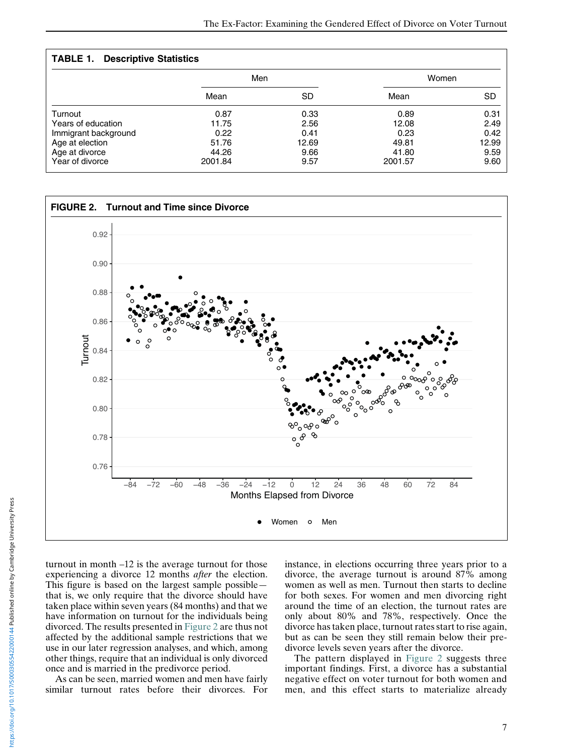**TABLE 1. Descriptive Statistics**

| | Men | | Women | |
|---|---|---|---|---|
| | Mean | SD | Mean | SD |
| Turnout | 0.87 | 0.33 | 0.89 | 0.31 |
| Years of education | 11.75 | 2.56 | 12.08 | 2.49 |
| Immigrant background | 0.22 | 0.41 | 0.23 | 0.42 |
| Age at election | 51.76 | 12.69 | 49.81 | 12.99 |
| Age at divorce | 44.26 | 9.66 | 41.80 | 9.59 |
| Year of divorce | 2001.84 | 9.57 | 2001.57 | 9.60 |

**FIGURE 2. Turnout and Time since Divorce**

turnout in month –12 is the average turnout for those experiencing a divorce 12 months *after* the election. This figure is based on the largest sample possible—that is, we only require that the divorce should have taken place within seven years (84 months) and that we have information on turnout for the individuals being divorced. The results presented in Figure 2 are thus not affected by the additional sample restrictions that we use in our later regression analyses, and which, among other things, require that an individual is only divorced once and is married in the predivorce period.

As can be seen, married women and men have fairly similar turnout rates before their divorces. For instance, in elections occurring three years prior to a divorce, the average turnout is around 87% among women as well as men. Turnout then starts to decline for both sexes. For women and men divorcing right around the time of an election, the turnout rates are only about 80% and 78%, respectively. Once the divorce has taken place, turnout rates start to rise again, but as can be seen they still remain below their pre-divorce levels seven years after the divorce.

The pattern displayed in Figure 2 suggests three important findings. First, a divorce has a substantial negative effect on voter turnout for both women and men, and this effect starts to materialize already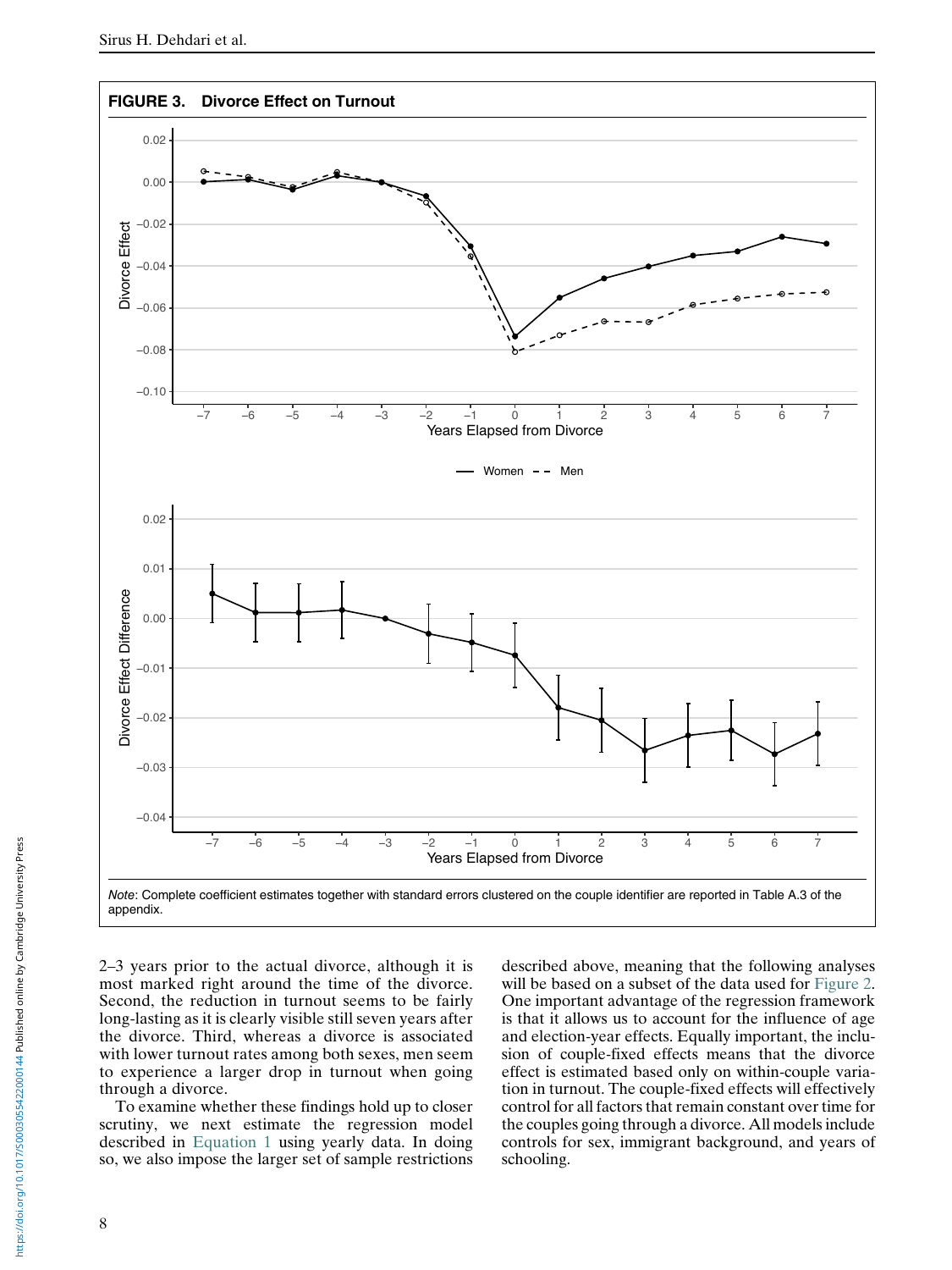**FIGURE 3. Divorce Effect on Turnout**

*Note*: Complete coefficient estimates together with standard errors clustered on the couple identifier are reported in Table A.3 of the appendix.

2–3 years prior to the actual divorce, although it is most marked right around the time of the divorce. Second, the reduction in turnout seems to be fairly long-lasting as it is clearly visible still seven years after the divorce. Third, whereas a divorce is associated with lower turnout rates among both sexes, men seem to experience a larger drop in turnout when going through a divorce.

To examine whether these findings hold up to closer scrutiny, we next estimate the regression model described in Equation 1 using yearly data. In doing so, we also impose the larger set of sample restrictions described above, meaning that the following analyses will be based on a subset of the data used for Figure 2. One important advantage of the regression framework is that it allows us to account for the influence of age and election-year effects. Equally important, the inclusion of couple-fixed effects means that the divorce effect is estimated based only on within-couple variation in turnout. The couple-fixed effects will effectively control for all factors that remain constant over time for the couples going through a divorce. All models include controls for sex, immigrant background, and years of schooling.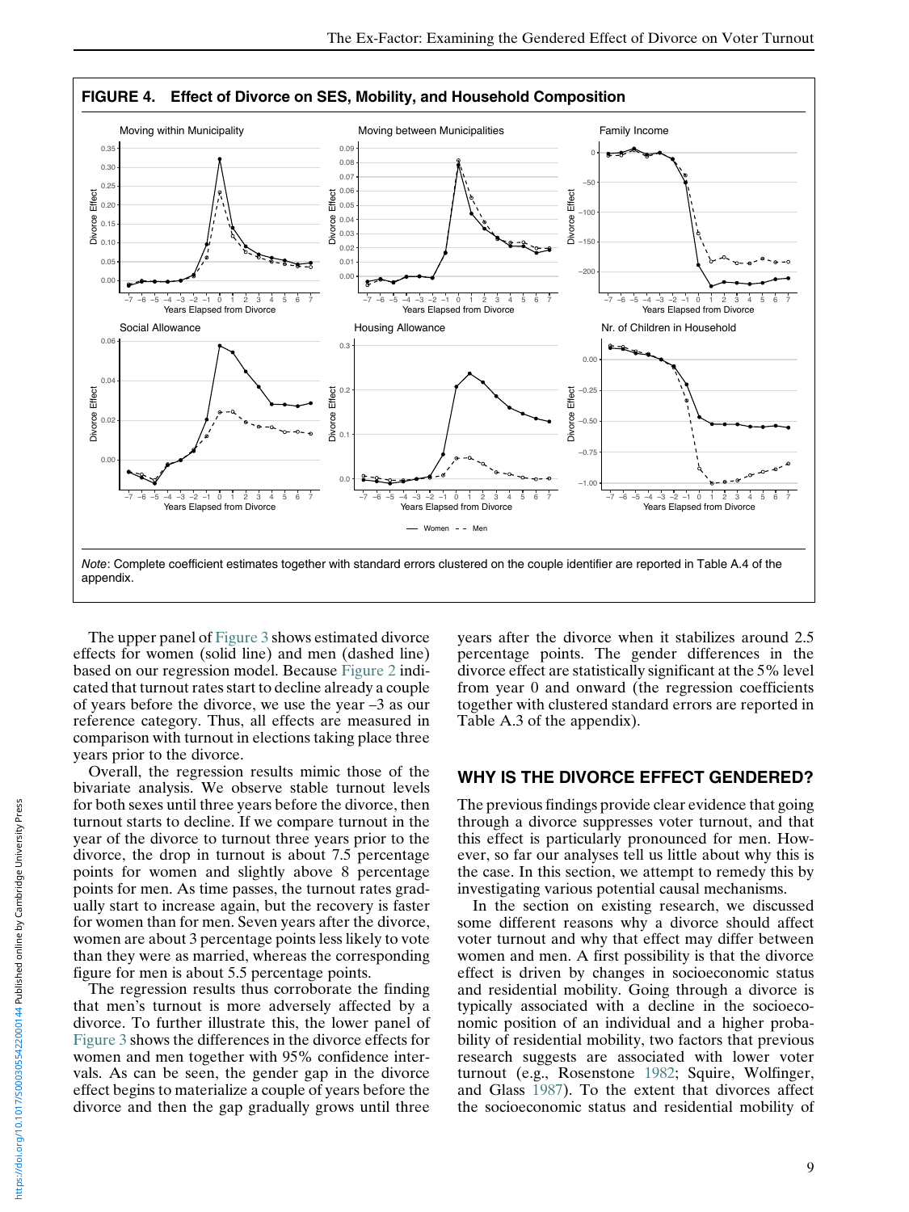**FIGURE 4. Effect of Divorce on SES, Mobility, and Household Composition**

*Note*: Complete coefficient estimates together with standard errors clustered on the couple identifier are reported in Table A.4 of the appendix.

The upper panel of Figure 3 shows estimated divorce effects for women (solid line) and men (dashed line) based on our regression model. Because Figure 2 indicated that turnout rates start to decline already a couple of years before the divorce, we use the year –3 as our reference category. Thus, all effects are measured in comparison with turnout in elections taking place three years prior to the divorce.

Overall, the regression results mimic those of the bivariate analysis. We observe stable turnout levels for both sexes until three years before the divorce, then turnout starts to decline. If we compare turnout in the year of the divorce to turnout three years prior to the divorce, the drop in turnout is about 7.5 percentage points for women and slightly above 8 percentage points for men. As time passes, the turnout rates gradually start to increase again, but the recovery is faster for women than for men. Seven years after the divorce, women are about 3 percentage points less likely to vote than they were as married, whereas the corresponding figure for men is about 5.5 percentage points.

The regression results thus corroborate the finding that men's turnout is more adversely affected by a divorce. To further illustrate this, the lower panel of Figure 3 shows the differences in the divorce effects for women and men together with 95% confidence intervals. As can be seen, the gender gap in the divorce effect begins to materialize a couple of years before the divorce and then the gap gradually grows until three years after the divorce when it stabilizes around 2.5 percentage points. The gender differences in the divorce effect are statistically significant at the 5% level from year 0 and onward (the regression coefficients together with clustered standard errors are reported in Table A.3 of the appendix).

## WHY IS THE DIVORCE EFFECT GENDERED?

The previous findings provide clear evidence that going through a divorce suppresses voter turnout, and that this effect is particularly pronounced for men. However, so far our analyses tell us little about why this is the case. In this section, we attempt to remedy this by investigating various potential causal mechanisms.

In the section on existing research, we discussed some different reasons why a divorce should affect voter turnout and why that effect may differ between women and men. A first possibility is that the divorce effect is driven by changes in socioeconomic status and residential mobility. Going through a divorce is typically associated with a decline in the socioeconomic position of an individual and a higher probability of residential mobility, two factors that previous research suggests are associated with lower voter turnout (e.g., Rosenstone 1982; Squire, Wolfinger, and Glass 1987). To the extent that divorces affect the socioeconomic status and residential mobility of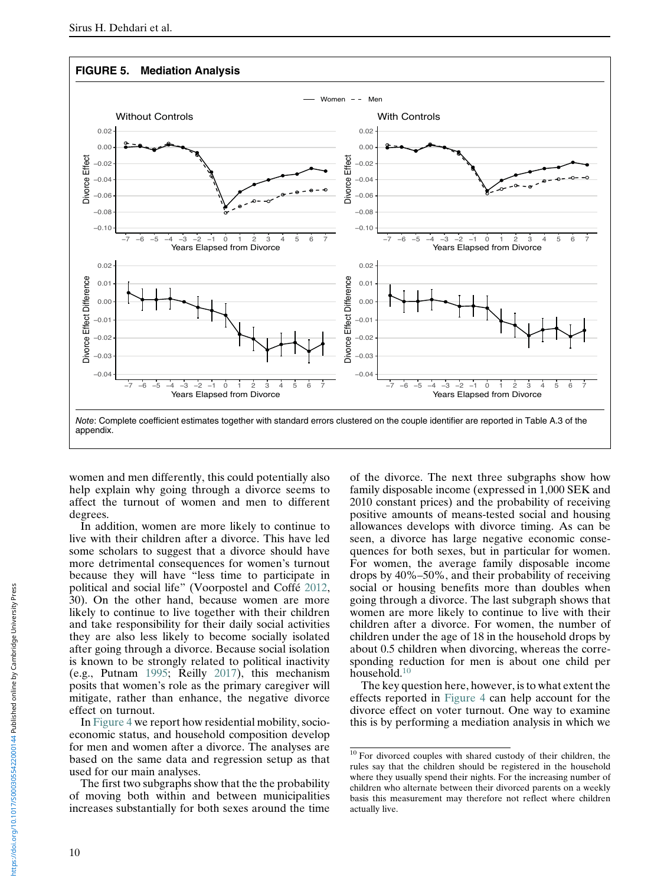**FIGURE 5. Mediation Analysis**

*Note*: Complete coefficient estimates together with standard errors clustered on the couple identifier are reported in Table A.3 of the appendix.

women and men differently, this could potentially also help explain why going through a divorce seems to affect the turnout of women and men to different degrees.

In addition, women are more likely to continue to live with their children after a divorce. This have led some scholars to suggest that a divorce should have more detrimental consequences for women's turnout because they will have "less time to participate in political and social life" (Voorpostel and Coffé 2012, 30). On the other hand, because women are more likely to continue to live together with their children and take responsibility for their daily social activities they are also less likely to become socially isolated after going through a divorce. Because social isolation is known to be strongly related to political inactivity (e.g., Putnam 1995; Reilly 2017), this mechanism posits that women's role as the primary caregiver will mitigate, rather than enhance, the negative divorce effect on turnout.

In Figure 4 we report how residential mobility, socioeconomic status, and household composition develop for men and women after a divorce. The analyses are based on the same data and regression setup as that used for our main analyses.

The first two subgraphs show that the the probability of moving both within and between municipalities increases substantially for both sexes around the time of the divorce. The next three subgraphs show how family disposable income (expressed in 1,000 SEK and 2010 constant prices) and the probability of receiving positive amounts of means-tested social and housing allowances develops with divorce timing. As can be seen, a divorce has large negative economic consequences for both sexes, but in particular for women. For women, the average family disposable income drops by 40%–50%, and their probability of receiving social or housing benefits more than doubles when going through a divorce. The last subgraph shows that women are more likely to continue to live with their children after a divorce. For women, the number of children under the age of 18 in the household drops by about 0.5 children when divorcing, whereas the corresponding reduction for men is about one child per household.[10]

The key question here, however, is to what extent the effects reported in Figure 4 can help account for the divorce effect on voter turnout. One way to examine this is by performing a mediation analysis in which we

[10] For divorced couples with shared custody of their children, the rules say that the children should be registered in the household where they usually spend their nights. For the increasing number of children who alternate between their divorced parents on a weekly basis this measurement may therefore not reflect where children actually live.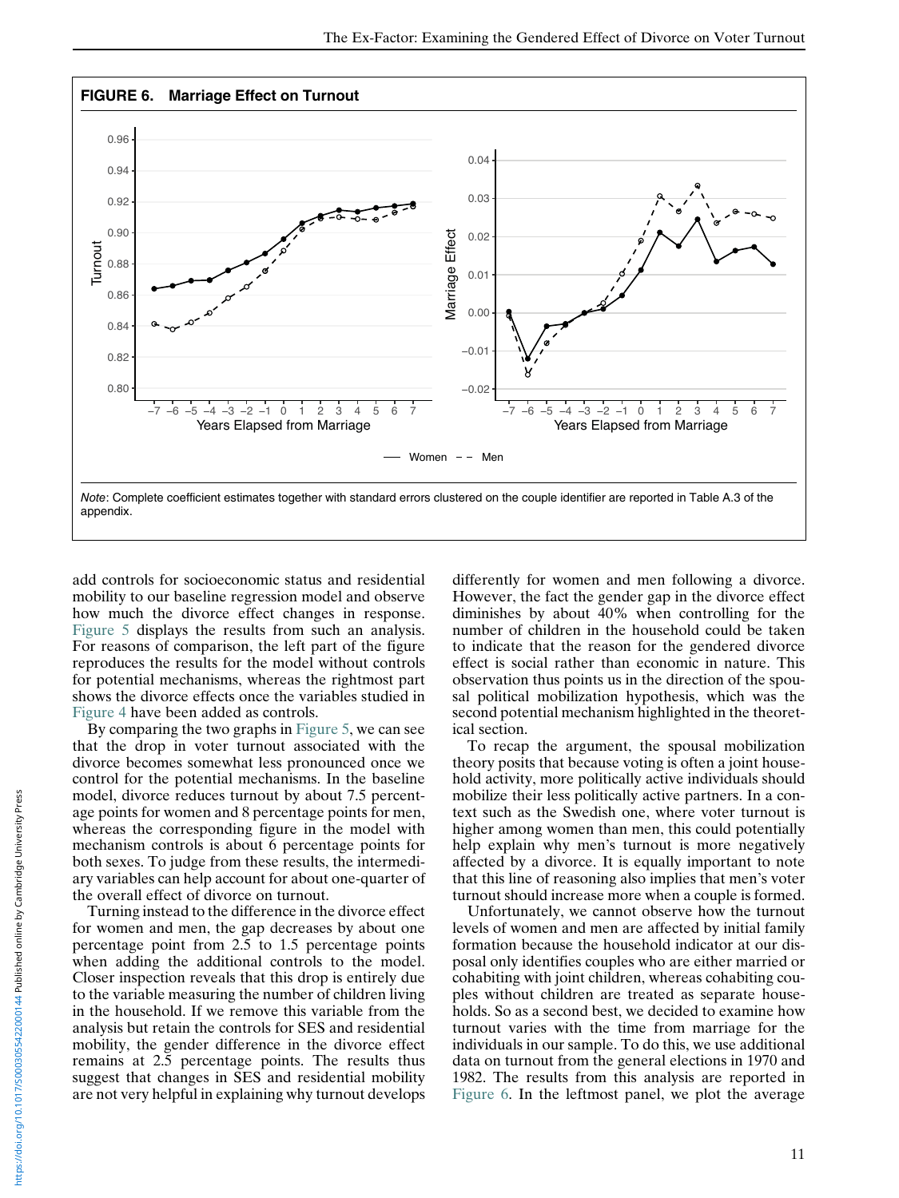**FIGURE 6. Marriage Effect on Turnout**

*Note*: Complete coefficient estimates together with standard errors clustered on the couple identifier are reported in Table A.3 of the appendix.

add controls for socioeconomic status and residential mobility to our baseline regression model and observe how much the divorce effect changes in response. Figure 5 displays the results from such an analysis. For reasons of comparison, the left part of the figure reproduces the results for the model without controls for potential mechanisms, whereas the rightmost part shows the divorce effects once the variables studied in Figure 4 have been added as controls.

By comparing the two graphs in Figure 5, we can see that the drop in voter turnout associated with the divorce becomes somewhat less pronounced once we control for the potential mechanisms. In the baseline model, divorce reduces turnout by about 7.5 percentage points for women and 8 percentage points for men, whereas the corresponding figure in the model with mechanism controls is about 6 percentage points for both sexes. To judge from these results, the intermediary variables can help account for about one-quarter of the overall effect of divorce on turnout.

Turning instead to the difference in the divorce effect for women and men, the gap decreases by about one percentage point from 2.5 to 1.5 percentage points when adding the additional controls to the model. Closer inspection reveals that this drop is entirely due to the variable measuring the number of children living in the household. If we remove this variable from the analysis but retain the controls for SES and residential mobility, the gender difference in the divorce effect remains at 2.5 percentage points. The results thus suggest that changes in SES and residential mobility are not very helpful in explaining why turnout develops differently for women and men following a divorce. However, the fact the gender gap in the divorce effect diminishes by about 40% when controlling for the number of children in the household could be taken to indicate that the reason for the gendered divorce effect is social rather than economic in nature. This observation thus points us in the direction of the spousal political mobilization hypothesis, which was the second potential mechanism highlighted in the theoretical section.

To recap the argument, the spousal mobilization theory posits that because voting is often a joint household activity, more politically active individuals should mobilize their less politically active partners. In a context such as the Swedish one, where voter turnout is higher among women than men, this could potentially help explain why men's turnout is more negatively affected by a divorce. It is equally important to note that this line of reasoning also implies that men's voter turnout should increase more when a couple is formed.

Unfortunately, we cannot observe how the turnout levels of women and men are affected by initial family formation because the household indicator at our disposal only identifies couples who are either married or cohabiting with joint children, whereas cohabiting couples without children are treated as separate households. So as a second best, we decided to examine how turnout varies with the time from marriage for the individuals in our sample. To do this, we use additional data on turnout from the general elections in 1970 and 1982. The results from this analysis are reported in Figure 6. In the leftmost panel, we plot the average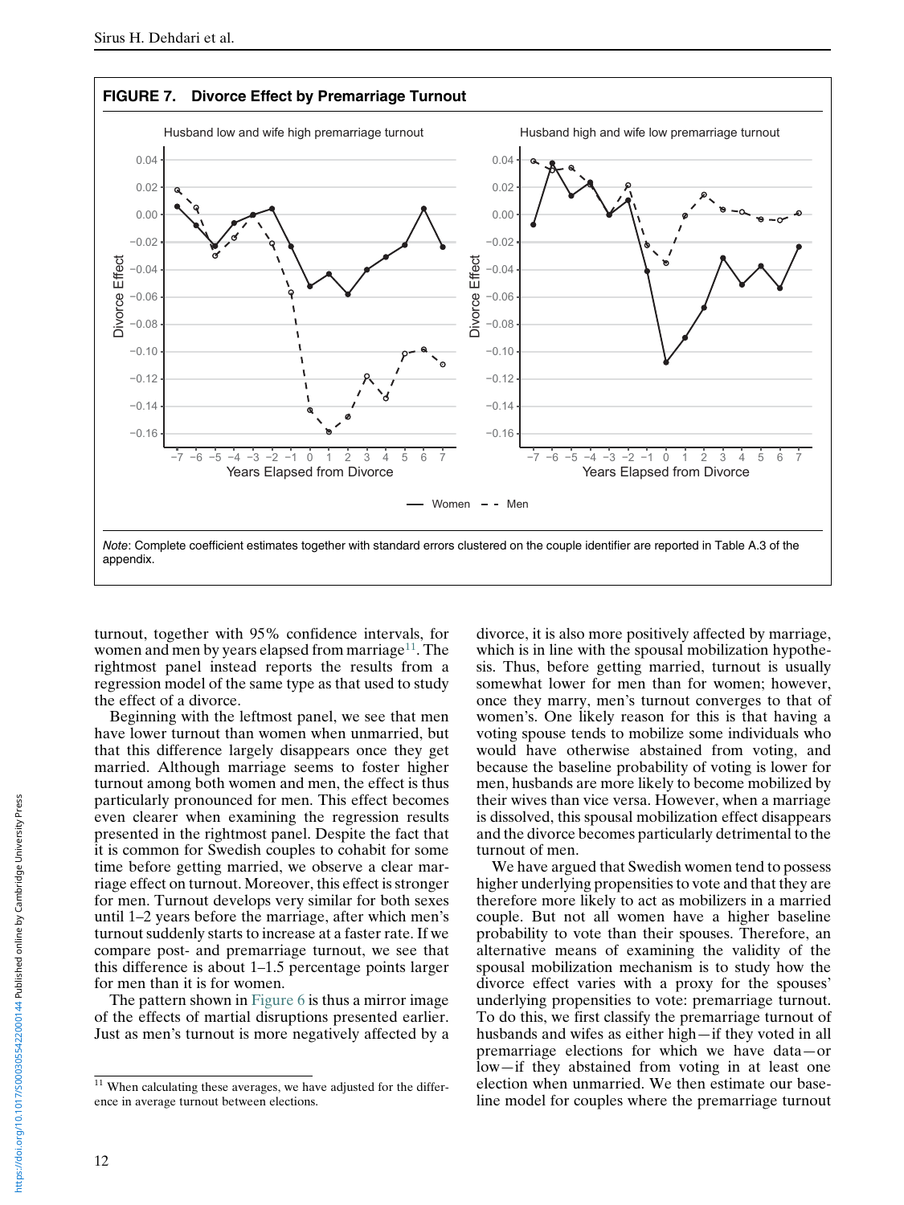**FIGURE 7. Divorce Effect by Premarriage Turnout**

*Note*: Complete coefficient estimates together with standard errors clustered on the couple identifier are reported in Table A.3 of the appendix.

turnout, together with 95% confidence intervals, for women and men by years elapsed from marriage[11]. The rightmost panel instead reports the results from a regression model of the same type as that used to study the effect of a divorce.

Beginning with the leftmost panel, we see that men have lower turnout than women when unmarried, but that this difference largely disappears once they get married. Although marriage seems to foster higher turnout among both women and men, the effect is thus particularly pronounced for men. This effect becomes even clearer when examining the regression results presented in the rightmost panel. Despite the fact that it is common for Swedish couples to cohabit for some time before getting married, we observe a clear marriage effect on turnout. Moreover, this effect is stronger for men. Turnout develops very similar for both sexes until 1–2 years before the marriage, after which men's turnout suddenly starts to increase at a faster rate. If we compare post- and premarriage turnout, we see that this difference is about 1–1.5 percentage points larger for men than it is for women.

The pattern shown in Figure 6 is thus a mirror image of the effects of martial disruptions presented earlier. Just as men's turnout is more negatively affected by a divorce, it is also more positively affected by marriage, which is in line with the spousal mobilization hypothesis. Thus, before getting married, turnout is usually somewhat lower for men than for women; however, once they marry, men's turnout converges to that of women's. One likely reason for this is that having a voting spouse tends to mobilize some individuals who would have otherwise abstained from voting, and because the baseline probability of voting is lower for men, husbands are more likely to become mobilized by their wives than vice versa. However, when a marriage is dissolved, this spousal mobilization effect disappears and the divorce becomes particularly detrimental to the turnout of men.

We have argued that Swedish women tend to possess higher underlying propensities to vote and that they are therefore more likely to act as mobilizers in a married couple. But not all women have a higher baseline probability to vote than their spouses. Therefore, an alternative means of examining the validity of the spousal mobilization mechanism is to study how the divorce effect varies with a proxy for the spouses' underlying propensities to vote: premarriage turnout. To do this, we first classify the premarriage turnout of husbands and wifes as either high—if they voted in all premarriage elections for which we have data—or low—if they abstained from voting in at least one election when unmarried. We then estimate our baseline model for couples where the premarriage turnout

[11] When calculating these averages, we have adjusted for the difference in average turnout between elections.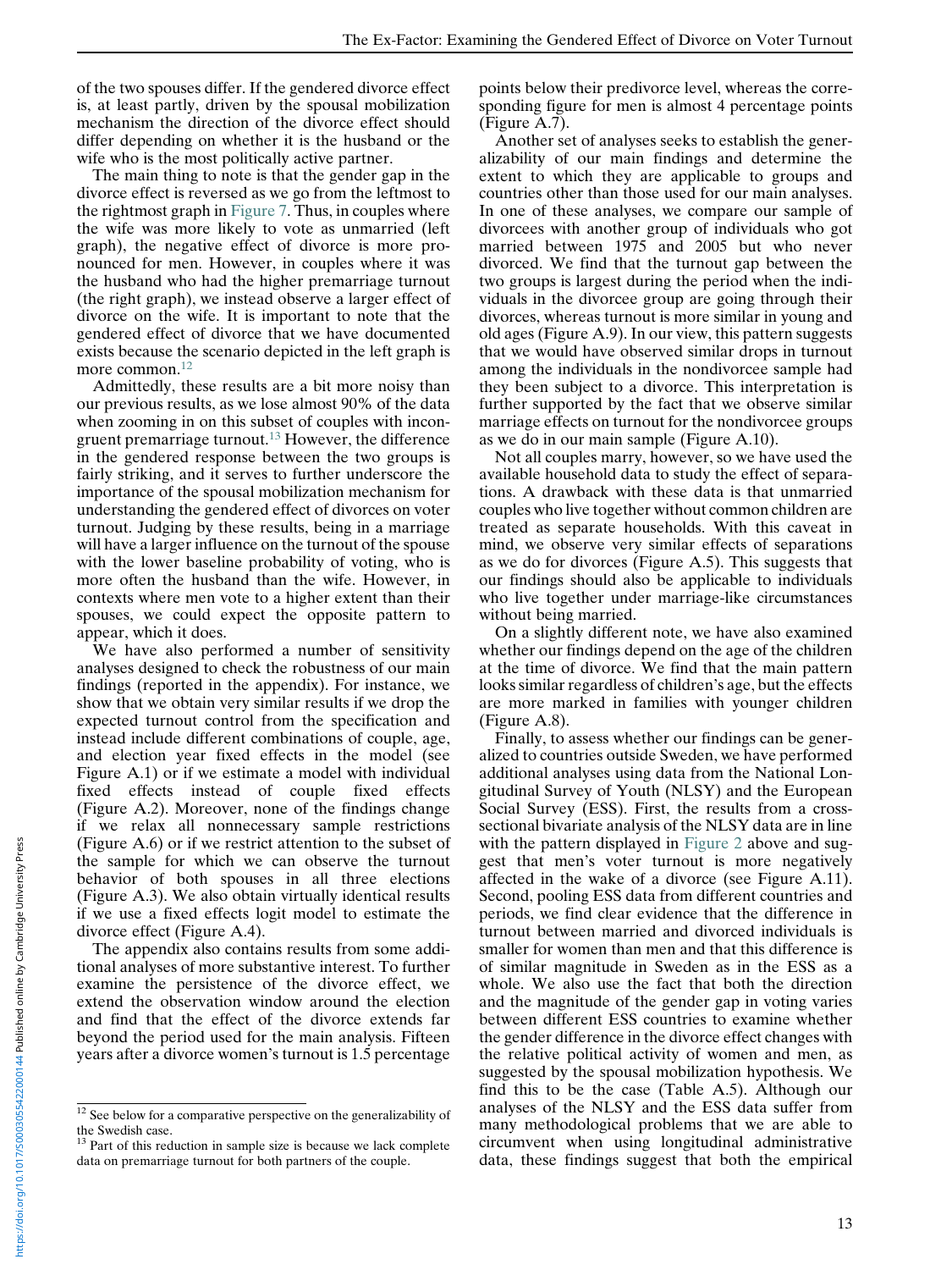of the two spouses differ. If the gendered divorce effect is, at least partly, driven by the spousal mobilization mechanism the direction of the divorce effect should differ depending on whether it is the husband or the wife who is the most politically active partner.

The main thing to note is that the gender gap in the divorce effect is reversed as we go from the leftmost to the rightmost graph in Figure 7. Thus, in couples where the wife was more likely to vote as unmarried (left graph), the negative effect of divorce is more pronounced for men. However, in couples where it was the husband who had the higher premarriage turnout (the right graph), we instead observe a larger effect of divorce on the wife. It is important to note that the gendered effect of divorce that we have documented exists because the scenario depicted in the left graph is more common.[12]

Admittedly, these results are a bit more noisy than our previous results, as we lose almost 90% of the data when zooming in on this subset of couples with incongruent premarriage turnout.[13] However, the difference in the gendered response between the two groups is fairly striking, and it serves to further underscore the importance of the spousal mobilization mechanism for understanding the gendered effect of divorces on voter turnout. Judging by these results, being in a marriage will have a larger influence on the turnout of the spouse with the lower baseline probability of voting, who is more often the husband than the wife. However, in contexts where men vote to a higher extent than their spouses, we could expect the opposite pattern to appear, which it does.

We have also performed a number of sensitivity analyses designed to check the robustness of our main findings (reported in the appendix). For instance, we show that we obtain very similar results if we drop the expected turnout control from the specification and instead include different combinations of couple, age, and election year fixed effects in the model (see Figure A.1) or if we estimate a model with individual fixed effects instead of couple fixed effects (Figure A.2). Moreover, none of the findings change if we relax all nonnecessary sample restrictions (Figure A.6) or if we restrict attention to the subset of the sample for which we can observe the turnout behavior of both spouses in all three elections (Figure A.3). We also obtain virtually identical results if we use a fixed effects logit model to estimate the divorce effect (Figure A.4).

The appendix also contains results from some additional analyses of more substantive interest. To further examine the persistence of the divorce effect, we extend the observation window around the election and find that the effect of the divorce extends far beyond the period used for the main analysis. Fifteen years after a divorce women's turnout is 1.5 percentage points below their predivorce level, whereas the corresponding figure for men is almost 4 percentage points (Figure A.7).

Another set of analyses seeks to establish the generalizability of our main findings and determine the extent to which they are applicable to groups and countries other than those used for our main analyses. In one of these analyses, we compare our sample of divorcees with another group of individuals who got married between 1975 and 2005 but who never divorced. We find that the turnout gap between the two groups is largest during the period when the individuals in the divorcee group are going through their divorces, whereas turnout is more similar in young and old ages (Figure A.9). In our view, this pattern suggests that we would have observed similar drops in turnout among the individuals in the nondivorcee sample had they been subject to a divorce. This interpretation is further supported by the fact that we observe similar marriage effects on turnout for the nondivorcee groups as we do in our main sample (Figure A.10).

Not all couples marry, however, so we have used the available household data to study the effect of separations. A drawback with these data is that unmarried couples who live together without common children are treated as separate households. With this caveat in mind, we observe very similar effects of separations as we do for divorces (Figure A.5). This suggests that our findings should also be applicable to individuals who live together under marriage-like circumstances without being married.

On a slightly different note, we have also examined whether our findings depend on the age of the children at the time of divorce. We find that the main pattern looks similar regardless of children's age, but the effects are more marked in families with younger children (Figure A.8).

Finally, to assess whether our findings can be generalized to countries outside Sweden, we have performed additional analyses using data from the National Longitudinal Survey of Youth (NLSY) and the European Social Survey (ESS). First, the results from a cross-sectional bivariate analysis of the NLSY data are in line with the pattern displayed in Figure 2 above and suggest that men's voter turnout is more negatively affected in the wake of a divorce (see Figure A.11). Second, pooling ESS data from different countries and periods, we find clear evidence that the difference in turnout between married and divorced individuals is smaller for women than men and that this difference is of similar magnitude in Sweden as in the ESS as a whole. We also use the fact that both the direction and the magnitude of the gender gap in voting varies between different ESS countries to examine whether the gender difference in the divorce effect changes with the relative political activity of women and men, as suggested by the spousal mobilization hypothesis. We find this to be the case (Table A.5). Although our analyses of the NLSY and the ESS data suffer from many methodological problems that we are able to circumvent when using longitudinal administrative data, these findings suggest that both the empirical

[12] See below for a comparative perspective on the generalizability of the Swedish case.

[13] Part of this reduction in sample size is because we lack complete data on premarriage turnout for both partners of the couple.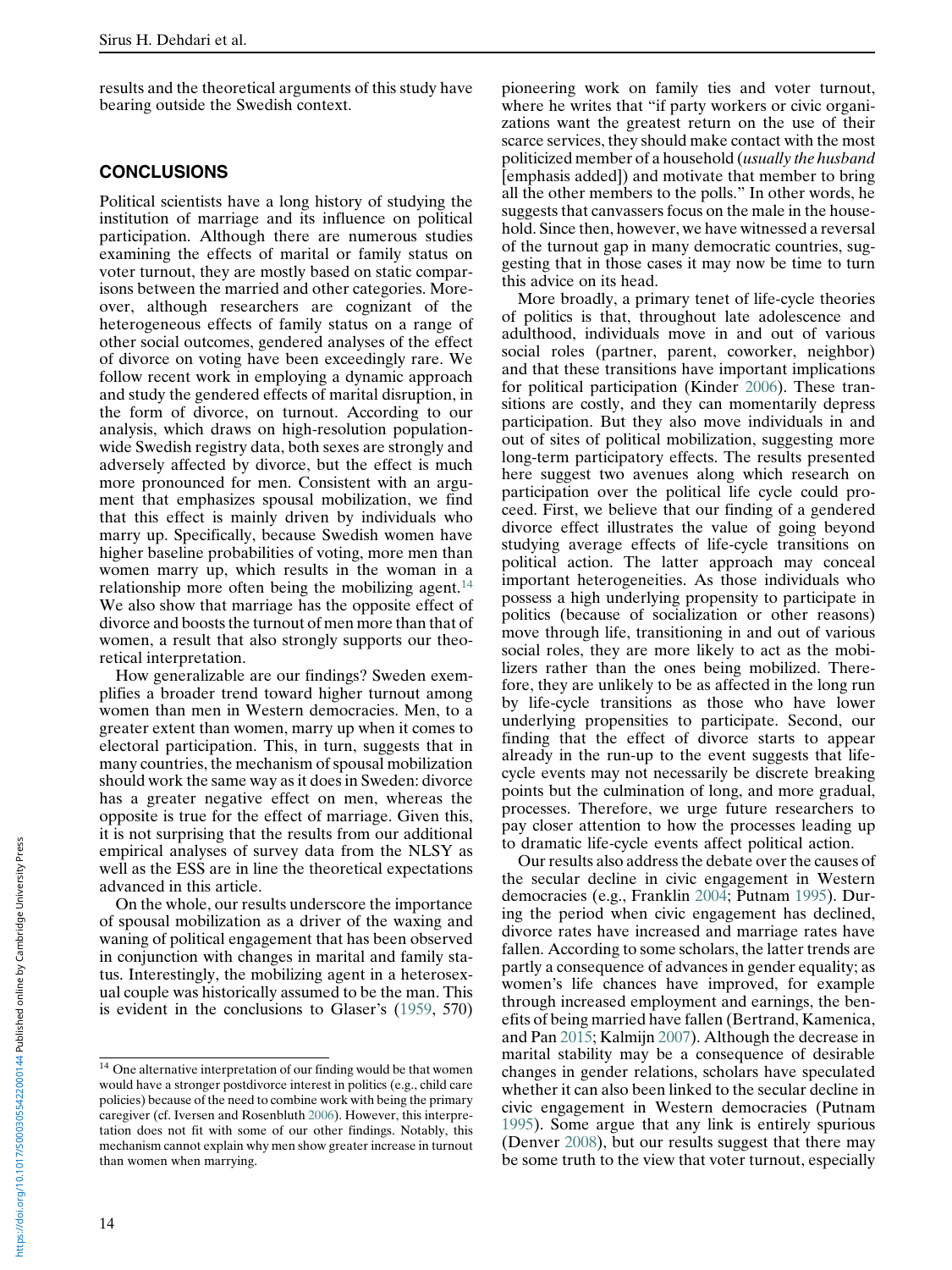results and the theoretical arguments of this study have bearing outside the Swedish context.

## CONCLUSIONS

Political scientists have a long history of studying the institution of marriage and its influence on political participation. Although there are numerous studies examining the effects of marital or family status on voter turnout, they are mostly based on static comparisons between the married and other categories. Moreover, although researchers are cognizant of the heterogeneous effects of family status on a range of other social outcomes, gendered analyses of the effect of divorce on voting have been exceedingly rare. We follow recent work in employing a dynamic approach and study the gendered effects of marital disruption, in the form of divorce, on turnout. According to our analysis, which draws on high-resolution population-wide Swedish registry data, both sexes are strongly and adversely affected by divorce, but the effect is much more pronounced for men. Consistent with an argument that emphasizes spousal mobilization, we find that this effect is mainly driven by individuals who marry up. Specifically, because Swedish women have higher baseline probabilities of voting, more men than women marry up, which results in the woman in a relationship more often being the mobilizing agent.[14] We also show that marriage has the opposite effect of divorce and boosts the turnout of men more than that of women, a result that also strongly supports our theoretical interpretation.

How generalizable are our findings? Sweden exemplifies a broader trend toward higher turnout among women than men in Western democracies. Men, to a greater extent than women, marry up when it comes to electoral participation. This, in turn, suggests that in many countries, the mechanism of spousal mobilization should work the same way as it does in Sweden: divorce has a greater negative effect on men, whereas the opposite is true for the effect of marriage. Given this, it is not surprising that the results from our additional empirical analyses of survey data from the NLSY as well as the ESS are in line the theoretical expectations advanced in this article.

On the whole, our results underscore the importance of spousal mobilization as a driver of the waxing and waning of political engagement that has been observed in conjunction with changes in marital and family status. Interestingly, the mobilizing agent in a heterosexual couple was historically assumed to be the man. This is evident in the conclusions to Glaser's (1959, 570) pioneering work on family ties and voter turnout, where he writes that "if party workers or civic organizations want the greatest return on the use of their scarce services, they should make contact with the most politicized member of a household (*usually the husband* [emphasis added]) and motivate that member to bring all the other members to the polls." In other words, he suggests that canvassers focus on the male in the household. Since then, however, we have witnessed a reversal of the turnout gap in many democratic countries, suggesting that in those cases it may now be time to turn this advice on its head.

More broadly, a primary tenet of life-cycle theories of politics is that, throughout late adolescence and adulthood, individuals move in and out of various social roles (partner, parent, coworker, neighbor) and that these transitions have important implications for political participation (Kinder 2006). These transitions are costly, and they can momentarily depress participation. But they also move individuals in and out of sites of political mobilization, suggesting more long-term participatory effects. The results presented here suggest two avenues along which research on participation over the political life cycle could proceed. First, we believe that our finding of a gendered divorce effect illustrates the value of going beyond studying average effects of life-cycle transitions on political action. The latter approach may conceal important heterogeneities. As those individuals who possess a high underlying propensity to participate in politics (because of socialization or other reasons) move through life, transitioning in and out of various social roles, they are more likely to act as the mobilizers rather than the ones being mobilized. Therefore, they are unlikely to be as affected in the long run by life-cycle transitions as those who have lower underlying propensities to participate. Second, our finding that the effect of divorce starts to appear already in the run-up to the event suggests that life-cycle events may not necessarily be discrete breaking points but the culmination of long, and more gradual, processes. Therefore, we urge future researchers to pay closer attention to how the processes leading up to dramatic life-cycle events affect political action.

Our results also address the debate over the causes of the secular decline in civic engagement in Western democracies (e.g., Franklin 2004; Putnam 1995). During the period when civic engagement has declined, divorce rates have increased and marriage rates have fallen. According to some scholars, the latter trends are partly a consequence of advances in gender equality; as women's life chances have improved, for example through increased employment and earnings, the benefits of being married have fallen (Bertrand, Kamenica, and Pan 2015; Kalmijn 2007). Although the decrease in marital stability may be a consequence of desirable changes in gender relations, scholars have speculated whether it can also been linked to the secular decline in civic engagement in Western democracies (Putnam 1995). Some argue that any link is entirely spurious (Denver 2008), but our results suggest that there may be some truth to the view that voter turnout, especially

[14] One alternative interpretation of our finding would be that women would have a stronger postdivorce interest in politics (e.g., child care policies) because of the need to combine work with being the primary caregiver (cf. Iversen and Rosenbluth 2006). However, this interpretation does not fit with some of our other findings. Notably, this mechanism cannot explain why men show greater increase in turnout than women when marrying.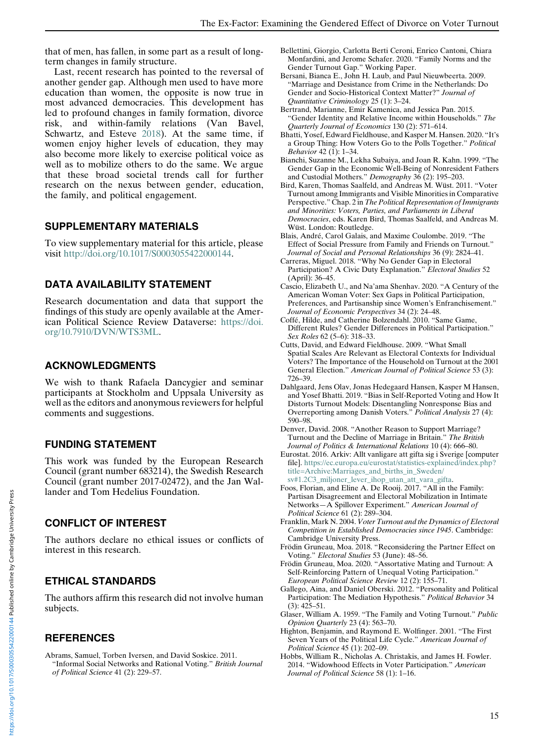that of men, has fallen, in some part as a result of long-term changes in family structure.

Last, recent research has pointed to the reversal of another gender gap. Although men used to have more education than women, the opposite is now true in most advanced democracies. This development has led to profound changes in family formation, divorce risk, and within-family relations (Van Bavel, Schwartz, and Esteve 2018). At the same time, if women enjoy higher levels of education, they may also become more likely to exercise political voice as well as to mobilize others to do the same. We argue that these broad societal trends call for further research on the nexus between gender, education, the family, and political engagement.

## SUPPLEMENTARY MATERIALS

To view supplementary material for this article, please visit http://doi.org/10.1017/S0003055422000144.

## DATA AVAILABILITY STATEMENT

Research documentation and data that support the findings of this study are openly available at the American Political Science Review Dataverse: https://doi.org/10.7910/DVN/WTS3ML.

## ACKNOWLEDGMENTS

We wish to thank Rafaela Dancygier and seminar participants at Stockholm and Uppsala University as well as the editors and anonymous reviewers for helpful comments and suggestions.

## FUNDING STATEMENT

This work was funded by the European Research Council (grant number 683214), the Swedish Research Council (grant number 2017-02472), and the Jan Wallander and Tom Hedelius Foundation.

## CONFLICT OF INTEREST

The authors declare no ethical issues or conflicts of interest in this research.

## ETHICAL STANDARDS

The authors affirm this research did not involve human subjects.

## REFERENCES

Abrams, Samuel, Torben Iversen, and David Soskice. 2011. "Informal Social Networks and Rational Voting." *British Journal of Political Science* 41 (2): 229–57.

Bellettini, Giorgio, Carlotta Berti Ceroni, Enrico Cantoni, Chiara Monfardini, and Jerome Schafer. 2020. "Family Norms and the Gender Turnout Gap." Working Paper.

Bersani, Bianca E., John H. Laub, and Paul Nieuwbeerta. 2009. "Marriage and Desistance from Crime in the Netherlands: Do Gender and Socio-Historical Context Matter?" *Journal of Quantitative Criminology* 25 (1): 3–24.

Bertrand, Marianne, Emir Kamenica, and Jessica Pan. 2015. "Gender Identity and Relative Income within Households." *The Quarterly Journal of Economics* 130 (2): 571–614.

Bhatti, Yosef, Edward Fieldhouse, and Kasper M. Hansen. 2020. "It's a Group Thing: How Voters Go to the Polls Together." *Political Behavior* 42 (1): 1–34.

Bianchi, Suzanne M., Lekha Subaiya, and Joan R. Kahn. 1999. "The Gender Gap in the Economic Well-Being of Nonresident Fathers and Custodial Mothers." *Demography* 36 (2): 195–203.

Bird, Karen, Thomas Saalfeld, and Andreas M. Wüst. 2011. "Voter Turnout among Immigrants and Visible Minorities in Comparative Perspective." Chap. 2 in *The Political Representation of Immigrants and Minorities: Voters, Parties, and Parliaments in Liberal Democracies*, eds. Karen Bird, Thomas Saalfeld, and Andreas M. Wüst. London: Routledge.

Blais, André, Carol Galais, and Maxime Coulombe. 2019. "The Effect of Social Pressure from Family and Friends on Turnout." *Journal of Social and Personal Relationships* 36 (9): 2824–41.

Carreras, Miguel. 2018. "Why No Gender Gap in Electoral Participation? A Civic Duty Explanation." *Electoral Studies* 52 (April): 36–45.

Cascio, Elizabeth U., and Na'ama Shenhav. 2020. "A Century of the American Woman Voter: Sex Gaps in Political Participation, Preferences, and Partisanship since Women's Enfranchisement." *Journal of Economic Perspectives* 34 (2): 24–48.

Coffé, Hilde, and Catherine Bolzendahl. 2010. "Same Game, Different Rules? Gender Differences in Political Participation." *Sex Roles* 62 (5–6): 318–33.

Cutts, David, and Edward Fieldhouse. 2009. "What Small Spatial Scales Are Relevant as Electoral Contexts for Individual Voters? The Importance of the Household on Turnout at the 2001 General Election." *American Journal of Political Science* 53 (3): 726–39.

Dahlgaard, Jens Olav, Jonas Hedegaard Hansen, Kasper M Hansen, and Yosef Bhatti. 2019. "Bias in Self-Reported Voting and How It Distorts Turnout Models: Disentangling Nonresponse Bias and Overreporting among Danish Voters." *Political Analysis* 27 (4): 590–98.

Denver, David. 2008. "Another Reason to Support Marriage? Turnout and the Decline of Marriage in Britain." *The British Journal of Politics & International Relations* 10 (4): 666–80.

Eurostat. 2016. Arkiv: Allt vanligare att gifta sig i Sverige [computer file]. https://ec.europa.eu/eurostat/statistics-explained/index.php?title=Archive:Marriages_and_births_in_Sweden/sv#1.2C3_miljoner_lever_ihop_utan_att_vara_gifta.

Foos, Florian, and Eline A. De Rooij. 2017. "All in the Family: Partisan Disagreement and Electoral Mobilization in Intimate Networks—A Spillover Experiment." *American Journal of Political Science* 61 (2): 289–304.

Franklin, Mark N. 2004. *Voter Turnout and the Dynamics of Electoral Competition in Established Democracies since 1945*. Cambridge: Cambridge University Press.

Frödin Gruneau, Moa. 2018. "Reconsidering the Partner Effect on Voting." *Electoral Studies* 53 (June): 48–56.

Frödin Gruneau, Moa. 2020. "Assortative Mating and Turnout: A Self-Reinforcing Pattern of Unequal Voting Participation." *European Political Science Review* 12 (2): 155–71.

Gallego, Aina, and Daniel Oberski. 2012. "Personality and Political Participation: The Mediation Hypothesis." *Political Behavior* 34 (3): 425–51.

Glaser, William A. 1959. "The Family and Voting Turnout." *Public Opinion Quarterly* 23 (4): 563–70.

Highton, Benjamin, and Raymond E. Wolfinger. 2001. "The First Seven Years of the Political Life Cycle." *American Journal of Political Science* 45 (1): 202–09.

Hobbs, William R., Nicholas A. Christakis, and James H. Fowler. 2014. "Widowhood Effects in Voter Participation." *American Journal of Political Science* 58 (1): 1–16.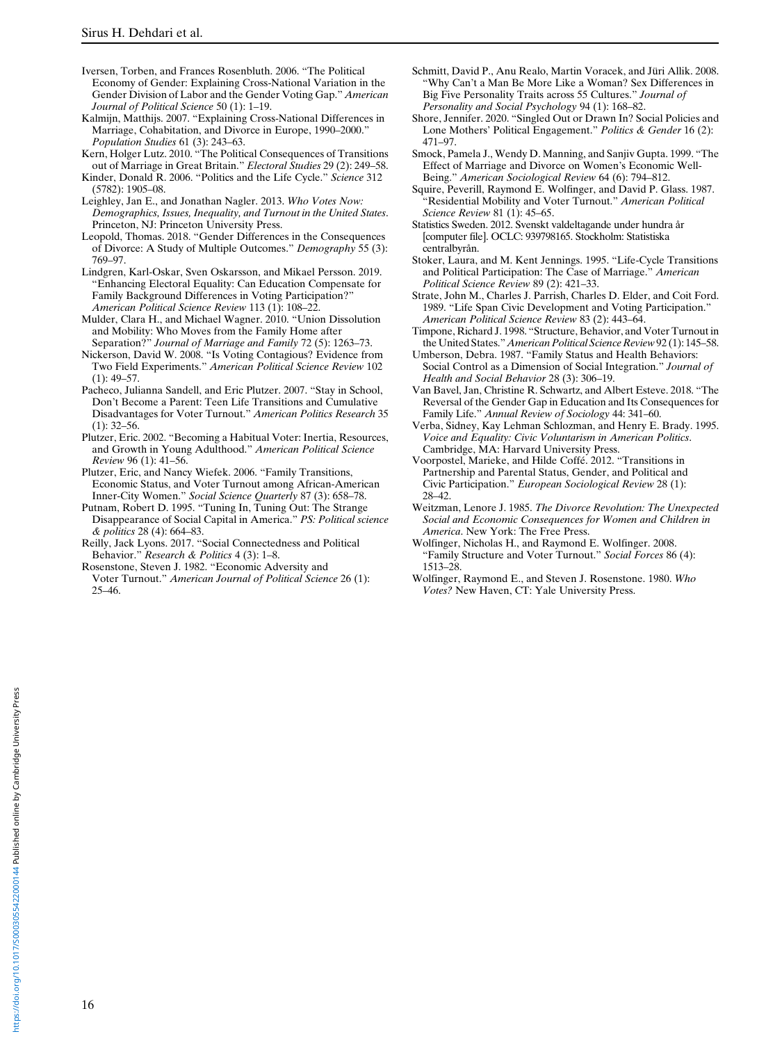Iversen, Torben, and Frances Rosenbluth. 2006. "The Political Economy of Gender: Explaining Cross-National Variation in the Gender Division of Labor and the Gender Voting Gap." *American Journal of Political Science* 50 (1): 1–19.

Kalmijn, Matthijs. 2007. "Explaining Cross-National Differences in Marriage, Cohabitation, and Divorce in Europe, 1990–2000." *Population Studies* 61 (3): 243–63.

Kern, Holger Lutz. 2010. "The Political Consequences of Transitions out of Marriage in Great Britain." *Electoral Studies* 29 (2): 249–58.

Kinder, Donald R. 2006. "Politics and the Life Cycle." *Science* 312 (5782): 1905–08.

Leighley, Jan E., and Jonathan Nagler. 2013. *Who Votes Now: Demographics, Issues, Inequality, and Turnout in the United States*. Princeton, NJ: Princeton University Press.

Leopold, Thomas. 2018. "Gender Differences in the Consequences of Divorce: A Study of Multiple Outcomes." *Demography* 55 (3): 769–97.

Lindgren, Karl-Oskar, Sven Oskarsson, and Mikael Persson. 2019. "Enhancing Electoral Equality: Can Education Compensate for Family Background Differences in Voting Participation?" *American Political Science Review* 113 (1): 108–22.

Mulder, Clara H., and Michael Wagner. 2010. "Union Dissolution and Mobility: Who Moves from the Family Home after Separation?" *Journal of Marriage and Family* 72 (5): 1263–73.

Nickerson, David W. 2008. "Is Voting Contagious? Evidence from Two Field Experiments." *American Political Science Review* 102 (1): 49–57.

Pacheco, Julianna Sandell, and Eric Plutzer. 2007. "Stay in School, Don't Become a Parent: Teen Life Transitions and Cumulative Disadvantages for Voter Turnout." *American Politics Research* 35 (1): 32–56.

Plutzer, Eric. 2002. "Becoming a Habitual Voter: Inertia, Resources, and Growth in Young Adulthood." *American Political Science Review* 96 (1): 41–56.

Plutzer, Eric, and Nancy Wiefek. 2006. "Family Transitions, Economic Status, and Voter Turnout among African-American Inner-City Women." *Social Science Quarterly* 87 (3): 658–78.

Putnam, Robert D. 1995. "Tuning In, Tuning Out: The Strange Disappearance of Social Capital in America." *PS: Political science & politics* 28 (4): 664–83.

Reilly, Jack Lyons. 2017. "Social Connectedness and Political Behavior." *Research & Politics* 4 (3): 1–8.

Rosenstone, Steven J. 1982. "Economic Adversity and Voter Turnout." *American Journal of Political Science* 26 (1): 25–46.

Schmitt, David P., Anu Realo, Martin Voracek, and Jüri Allik. 2008. "Why Can't a Man Be More Like a Woman? Sex Differences in Big Five Personality Traits across 55 Cultures." *Journal of Personality and Social Psychology* 94 (1): 168–82.

Shore, Jennifer. 2020. "Singled Out or Drawn In? Social Policies and Lone Mothers' Political Engagement." *Politics & Gender* 16 (2): 471–97.

Smock, Pamela J., Wendy D. Manning, and Sanjiv Gupta. 1999. "The Effect of Marriage and Divorce on Women's Economic Well-Being." *American Sociological Review* 64 (6): 794–812.

Squire, Peverill, Raymond E. Wolfinger, and David P. Glass. 1987. "Residential Mobility and Voter Turnout." *American Political Science Review* 81 (1): 45–65.

Statistics Sweden. 2012. Svenskt valdeltagande under hundra år [computer file]. OCLC: 939798165. Stockholm: Statistiska centralbyrån.

Stoker, Laura, and M. Kent Jennings. 1995. "Life-Cycle Transitions and Political Participation: The Case of Marriage." *American Political Science Review* 89 (2): 421–33.

Strate, John M., Charles J. Parrish, Charles D. Elder, and Coit Ford. 1989. "Life Span Civic Development and Voting Participation." *American Political Science Review* 83 (2): 443–64.

Timpone, Richard J. 1998. "Structure, Behavior, and Voter Turnout in the United States." *American Political Science Review* 92 (1): 145–58.

Umberson, Debra. 1987. "Family Status and Health Behaviors: Social Control as a Dimension of Social Integration." *Journal of Health and Social Behavior* 28 (3): 306–19.

Van Bavel, Jan, Christine R. Schwartz, and Albert Esteve. 2018. "The Reversal of the Gender Gap in Education and Its Consequences for Family Life." *Annual Review of Sociology* 44: 341–60.

Verba, Sidney, Kay Lehman Schlozman, and Henry E. Brady. 1995. *Voice and Equality: Civic Voluntarism in American Politics*. Cambridge, MA: Harvard University Press.

Voorpostel, Marieke, and Hilde Coffé. 2012. "Transitions in Partnership and Parental Status, Gender, and Political and Civic Participation." *European Sociological Review* 28 (1): 28–42.

Weitzman, Lenore J. 1985. *The Divorce Revolution: The Unexpected Social and Economic Consequences for Women and Children in America*. New York: The Free Press.

Wolfinger, Nicholas H., and Raymond E. Wolfinger. 2008. "Family Structure and Voter Turnout." *Social Forces* 86 (4): 1513–28.

Wolfinger, Raymond E., and Steven J. Rosenstone. 1980. *Who Votes?* New Haven, CT: Yale University Press.